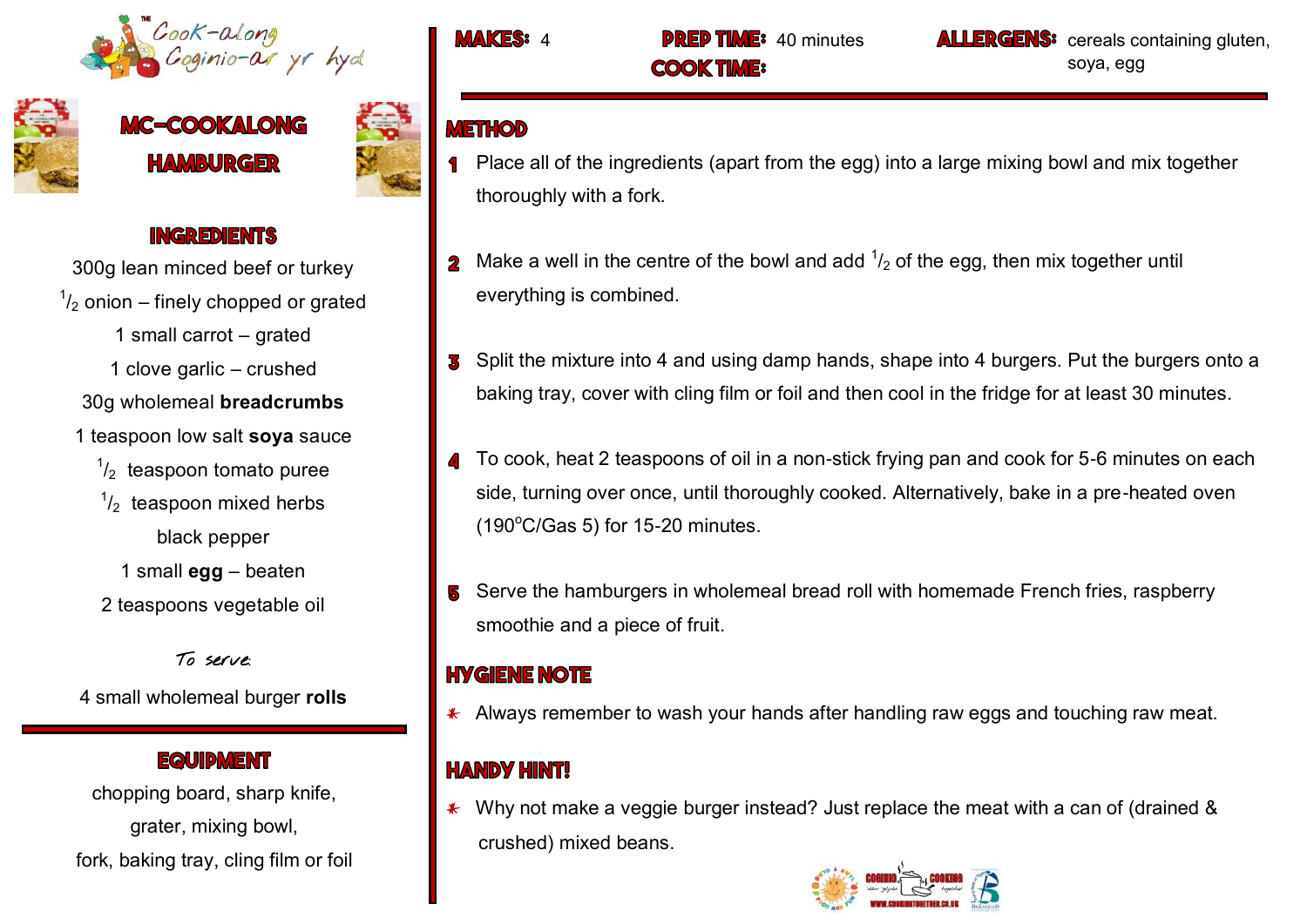The Cook-along Coginio-ar yr hyd

# MC-COOKALONG HAMBURGER

## INGREDIENTS

300g lean minced beef or turkey

$^{1}/_{2}$ onion – finely chopped or grated

1 small carrot – grated

1 clove garlic – crushed

30g wholemeal **breadcrumbs**

1 teaspoon low salt **soya** sauce

$^{1}/_{2}$ teaspoon tomato puree

$^{1}/_{2}$ teaspoon mixed herbs

black pepper

1 small **egg** – beaten

2 teaspoons vegetable oil

*To serve:*

4 small wholemeal burger **rolls**

## EQUIPMENT

chopping board, sharp knife, grater, mixing bowl, fork, baking tray, cling film or foil

**MAKES:** 4

**PREP TIME:** 40 minutes

**COOK TIME:**

**ALLERGENS:** cereals containing gluten, soya, egg

## METHOD

1. Place all of the ingredients (apart from the egg) into a large mixing bowl and mix together thoroughly with a fork.

2. Make a well in the centre of the bowl and add $^{1}/_{2}$ of the egg, then mix together until everything is combined.

3. Split the mixture into 4 and using damp hands, shape into 4 burgers. Put the burgers onto a baking tray, cover with cling film or foil and then cool in the fridge for at least 30 minutes.

4. To cook, heat 2 teaspoons of oil in a non-stick frying pan and cook for 5-6 minutes on each side, turning over once, until thoroughly cooked. Alternatively, bake in a pre-heated oven (190°C/Gas 5) for 15-20 minutes.

5. Serve the hamburgers in wholemeal bread roll with homemade French fries, raspberry smoothie and a piece of fruit.

## HYGIENE NOTE

- Always remember to wash your hands after handling raw eggs and touching raw meat.

## HANDY HINT!

- Why not make a veggie burger instead? Just replace the meat with a can of (drained & crushed) mixed beans.

WWW.COOKINGTOGETHER.CO.UK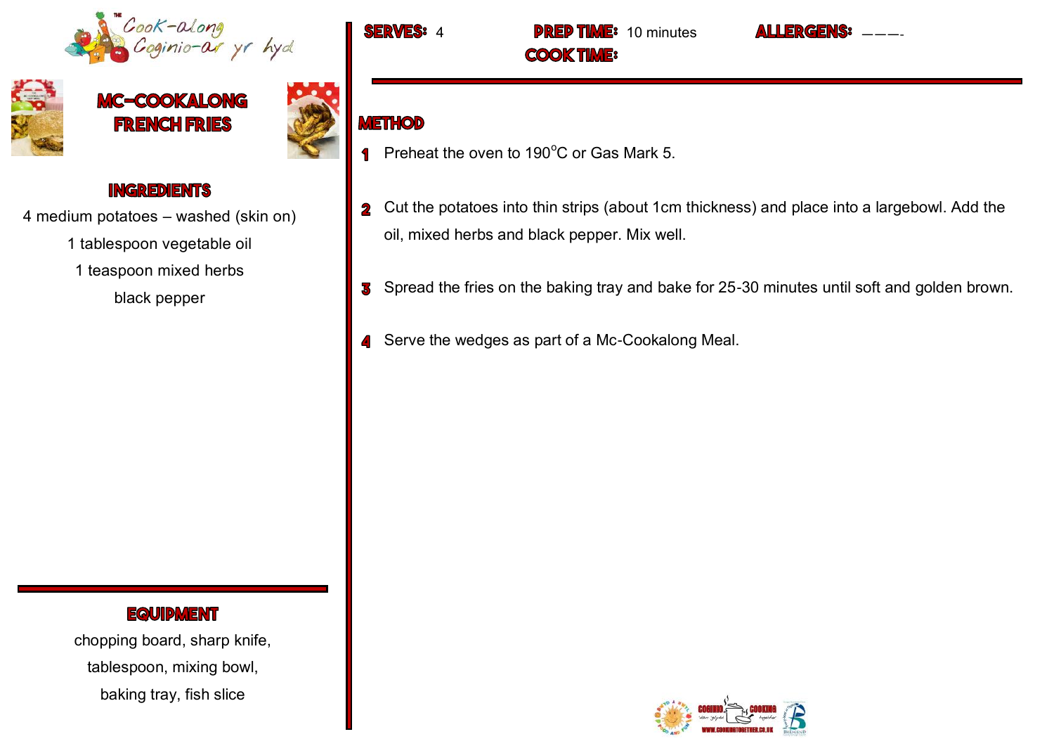# MC-COOKALONG FRENCH FRIES

**SERVES:** 4

**PREP TIME:** 10 minutes

**COOK TIME:**

**ALLERGENS:** ---

## INGREDIENTS

4 medium potatoes – washed (skin on)

1 tablespoon vegetable oil

1 teaspoon mixed herbs

black pepper

## EQUIPMENT

chopping board, sharp knife, tablespoon, mixing bowl, baking tray, fish slice

## METHOD

1. Preheat the oven to 190°C or Gas Mark 5.
2. Cut the potatoes into thin strips (about 1cm thickness) and place into a largebowl. Add the oil, mixed herbs and black pepper. Mix well.
3. Spread the fries on the baking tray and bake for 25-30 minutes until soft and golden brown.
4. Serve the wedges as part of a Mc-Cookalong Meal.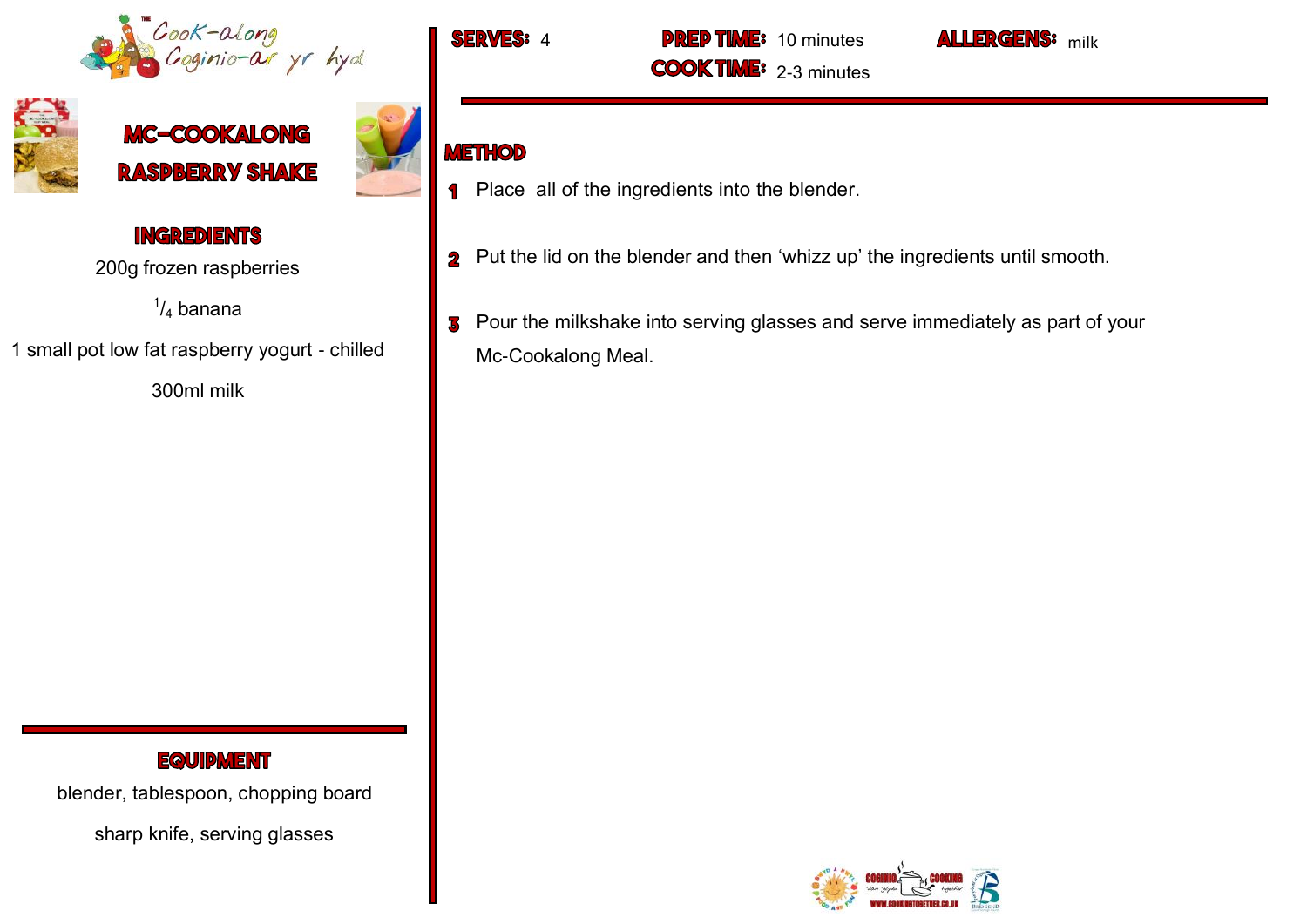The Cook-along Coginio-ar yr hyd

# MC-COOKALONG RASPBERRY SHAKE

## INGREDIENTS

200g frozen raspberries

$^{1}/_{4}$ banana

1 small pot low fat raspberry yogurt - chilled

300ml milk

## EQUIPMENT

blender, tablespoon, chopping board

sharp knife, serving glasses

**SERVES:** 4

**PREP TIME:** 10 minutes

**COOK TIME:** 2-3 minutes

**ALLERGENS:** milk

## METHOD

1. Place all of the ingredients into the blender.
2. Put the lid on the blender and then 'whizz up' the ingredients until smooth.
3. Pour the milkshake into serving glasses and serve immediately as part of your Mc-Cookalong Meal.

WWW.COOKINGTOGETHER.CO.UK